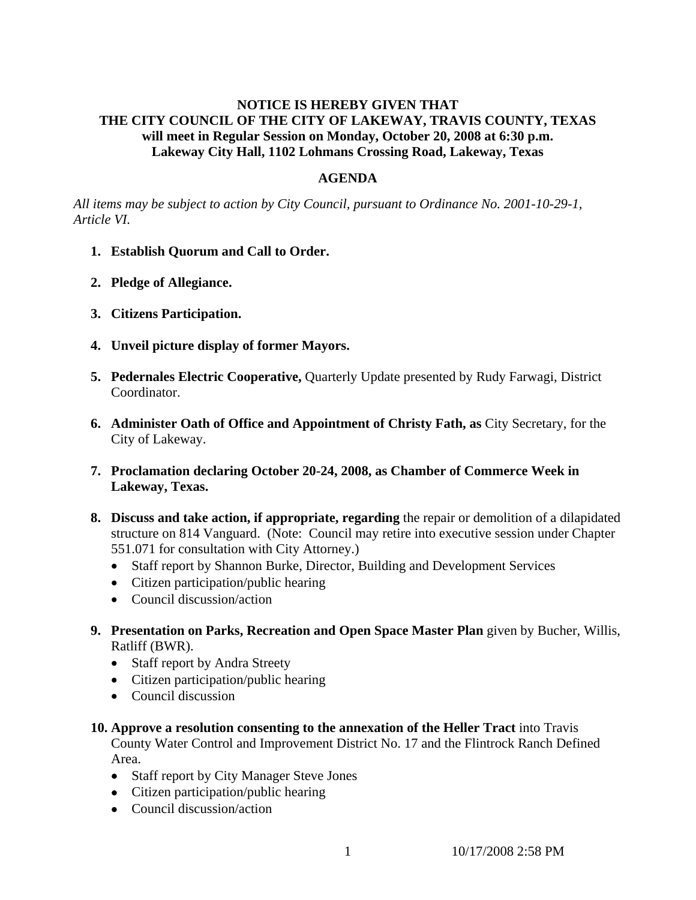**NOTICE IS HEREBY GIVEN THAT**
**THE CITY COUNCIL OF THE CITY OF LAKEWAY, TRAVIS COUNTY, TEXAS**
**will meet in Regular Session on Monday, October 20, 2008 at 6:30 p.m.**
**Lakeway City Hall, 1102 Lohmans Crossing Road, Lakeway, Texas**

## AGENDA

*All items may be subject to action by City Council, pursuant to Ordinance No. 2001-10-29-1, Article VI.*

1. **Establish Quorum and Call to Order.**

2. **Pledge of Allegiance.**

3. **Citizens Participation.**

4. **Unveil picture display of former Mayors.**

5. **Pedernales Electric Cooperative,** Quarterly Update presented by Rudy Farwagi, District Coordinator.

6. **Administer Oath of Office and Appointment of Christy Fath, as** City Secretary, for the City of Lakeway.

7. **Proclamation declaring October 20-24, 2008, as Chamber of Commerce Week in Lakeway, Texas.**

8. **Discuss and take action, if appropriate, regarding** the repair or demolition of a dilapidated structure on 814 Vanguard. (Note: Council may retire into executive session under Chapter 551.071 for consultation with City Attorney.)
   - Staff report by Shannon Burke, Director, Building and Development Services
   - Citizen participation/public hearing
   - Council discussion/action

9. **Presentation on Parks, Recreation and Open Space Master Plan** given by Bucher, Willis, Ratliff (BWR).
   - Staff report by Andra Streety
   - Citizen participation/public hearing
   - Council discussion

10. **Approve a resolution consenting to the annexation of the Heller Tract** into Travis County Water Control and Improvement District No. 17 and the Flintrock Ranch Defined Area.
    - Staff report by City Manager Steve Jones
    - Citizen participation/public hearing
    - Council discussion/action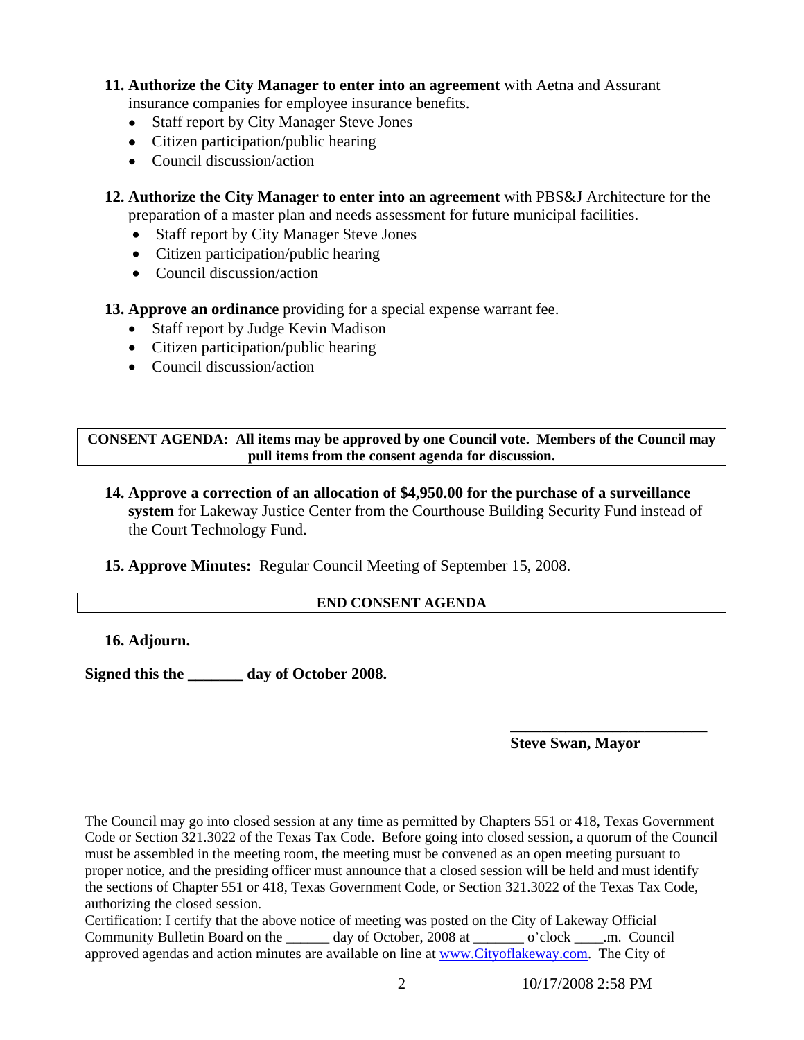11. **Authorize the City Manager to enter into an agreement** with Aetna and Assurant insurance companies for employee insurance benefits.
    - Staff report by City Manager Steve Jones
    - Citizen participation/public hearing
    - Council discussion/action

12. **Authorize the City Manager to enter into an agreement** with PBS&J Architecture for the preparation of a master plan and needs assessment for future municipal facilities.
    - Staff report by City Manager Steve Jones
    - Citizen participation/public hearing
    - Council discussion/action

13. **Approve an ordinance** providing for a special expense warrant fee.
    - Staff report by Judge Kevin Madison
    - Citizen participation/public hearing
    - Council discussion/action

**CONSENT AGENDA: All items may be approved by one Council vote. Members of the Council may pull items from the consent agenda for discussion.**

14. **Approve a correction of an allocation of $4,950.00 for the purchase of a surveillance system** for Lakeway Justice Center from the Courthouse Building Security Fund instead of the Court Technology Fund.

15. **Approve Minutes:** Regular Council Meeting of September 15, 2008.

**END CONSENT AGENDA**

16. **Adjourn.**

**Signed this the _______ day of October 2008.**

_________________________
**Steve Swan, Mayor**

The Council may go into closed session at any time as permitted by Chapters 551 or 418, Texas Government Code or Section 321.3022 of the Texas Tax Code. Before going into closed session, a quorum of the Council must be assembled in the meeting room, the meeting must be convened as an open meeting pursuant to proper notice, and the presiding officer must announce that a closed session will be held and must identify the sections of Chapter 551 or 418, Texas Government Code, or Section 321.3022 of the Texas Tax Code, authorizing the closed session.

Certification: I certify that the above notice of meeting was posted on the City of Lakeway Official Community Bulletin Board on the ______ day of October, 2008 at _______ o'clock ____.m. Council approved agendas and action minutes are available on line at www.Cityoflakeway.com. The City of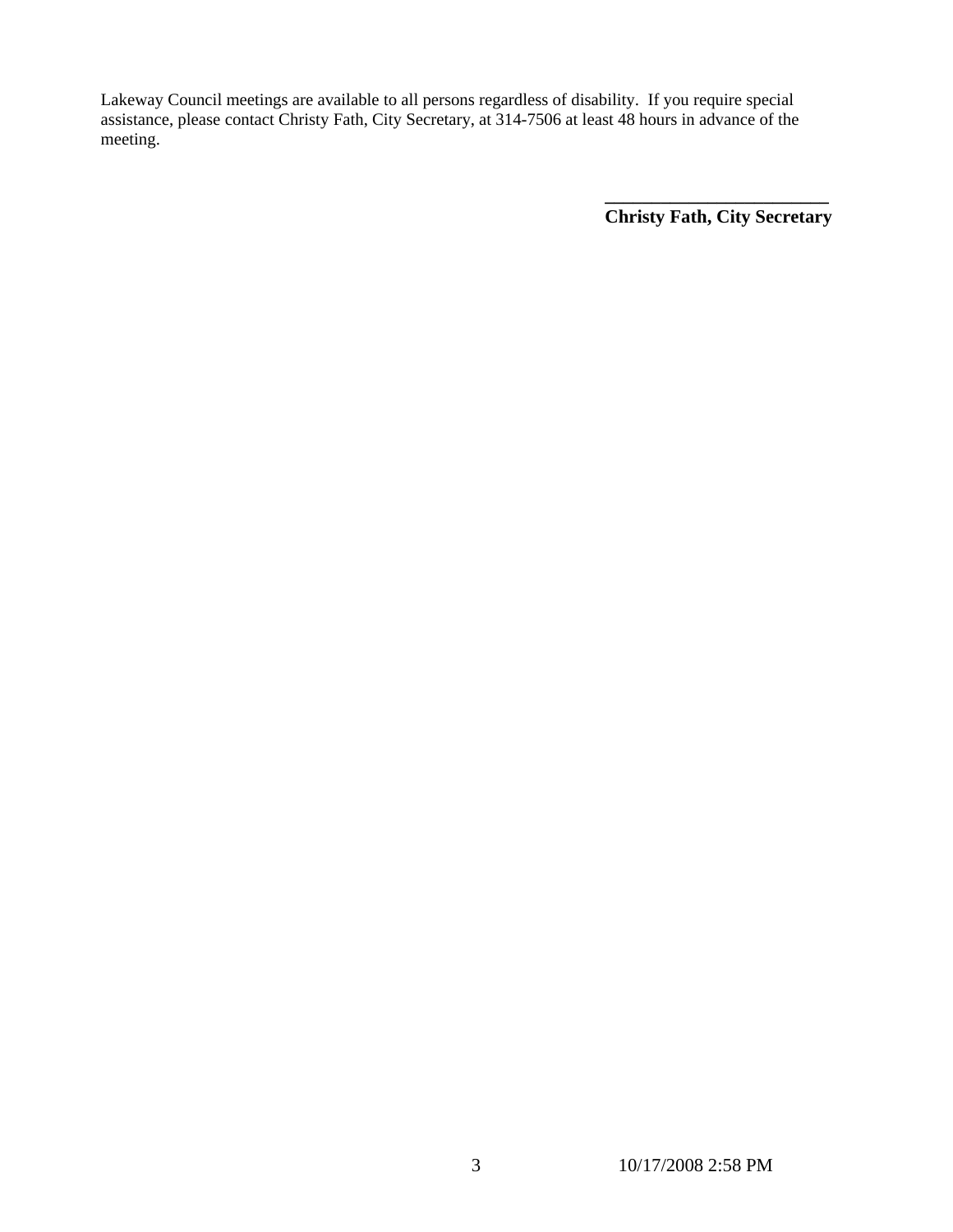Lakeway Council meetings are available to all persons regardless of disability. If you require special assistance, please contact Christy Fath, City Secretary, at 314-7506 at least 48 hours in advance of the meeting.

\_\_\_\_\_\_\_\_\_\_\_\_\_\_\_\_\_\_\_\_\_\_\_\_\_\_

**Christy Fath, City Secretary**